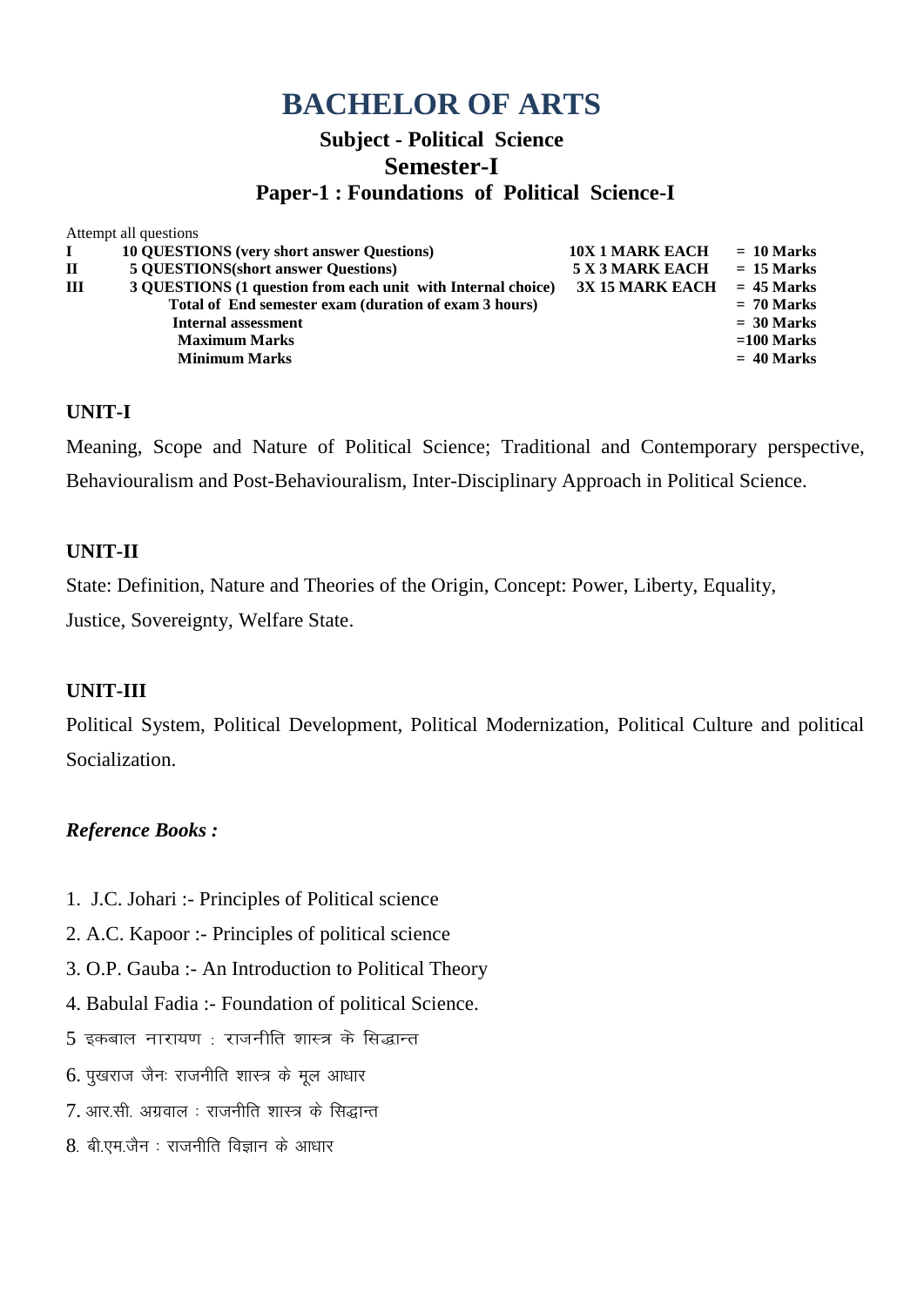# BACHELOR OF ARTS

## Subject - Political Science

## Semester-I

## Paper-1 : Foundations of Political Science-I

Attempt all questions

| | | | |
|---|---|---|---|
| **I** | **10 QUESTIONS (very short answer Questions)** | **10X 1 MARK EACH** | **= 10 Marks** |
| **II** | **5 QUESTIONS(short answer Questions)** | **5 X 3 MARK EACH** | **= 15 Marks** |
| **III** | **3 QUESTIONS (1 question from each unit with Internal choice)** | **3X 15 MARK EACH** | **= 45 Marks** |
| | **Total of End semester exam (duration of exam 3 hours)** | | **= 70 Marks** |
| | **Internal assessment** | | **= 30 Marks** |
| | **Maximum Marks** | | **=100 Marks** |
| | **Minimum Marks** | | **= 40 Marks** |

### UNIT-I

Meaning, Scope and Nature of Political Science; Traditional and Contemporary perspective, Behaviouralism and Post-Behaviouralism, Inter-Disciplinary Approach in Political Science.

### UNIT-II

State: Definition, Nature and Theories of the Origin, Concept: Power, Liberty, Equality, Justice, Sovereignty, Welfare State.

### UNIT-III

Political System, Political Development, Political Modernization, Political Culture and political Socialization.

### *Reference Books :*

1. J.C. Johari :- Principles of Political science
2. A.C. Kapoor :- Principles of political science
3. O.P. Gauba :- An Introduction to Political Theory
4. Babulal Fadia :- Foundation of political Science.
5 इकबाल नारायण : राजनीति शास्त्र के सिद्धान्त
6. पुखराज जैनः राजनीति शास्त्र के मूल आधार
7. आर.सी. अग्रवाल : राजनीति शास्त्र के सिद्धान्त
8. बी.एम.जैन : राजनीति विज्ञान के आधार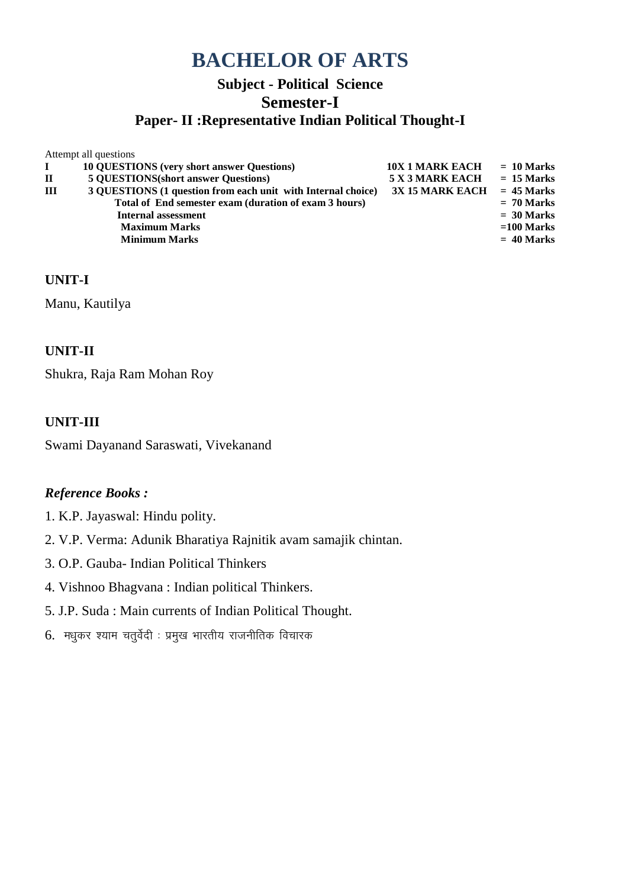# BACHELOR OF ARTS

## Subject - Political Science

## Semester-I

## Paper- II :Representative Indian Political Thought-I

Attempt all questions

| | | | |
|---|---|---|---|
| **I** | **10 QUESTIONS (very short answer Questions)** | **10X 1 MARK EACH** | **= 10 Marks** |
| **II** | **5 QUESTIONS(short answer Questions)** | **5 X 3 MARK EACH** | **= 15 Marks** |
| **III** | **3 QUESTIONS (1 question from each unit with Internal choice)** | **3X 15 MARK EACH** | **= 45 Marks** |
| | **Total of End semester exam (duration of exam 3 hours)** | | **= 70 Marks** |
| | **Internal assessment** | | **= 30 Marks** |
| | **Maximum Marks** | | **=100 Marks** |
| | **Minimum Marks** | | **= 40 Marks** |

### UNIT-I

Manu, Kautilya

### UNIT-II

Shukra, Raja Ram Mohan Roy

### UNIT-III

Swami Dayanand Saraswati, Vivekanand

### *Reference Books :*

1. K.P. Jayaswal: Hindu polity.
2. V.P. Verma: Adunik Bharatiya Rajnitik avam samajik chintan.
3. O.P. Gauba- Indian Political Thinkers
4. Vishnoo Bhagvana : Indian political Thinkers.
5. J.P. Suda : Main currents of Indian Political Thought.
6. मधुकर श्याम चतुर्वेदी : प्रमुख भारतीय राजनीतिक विचारक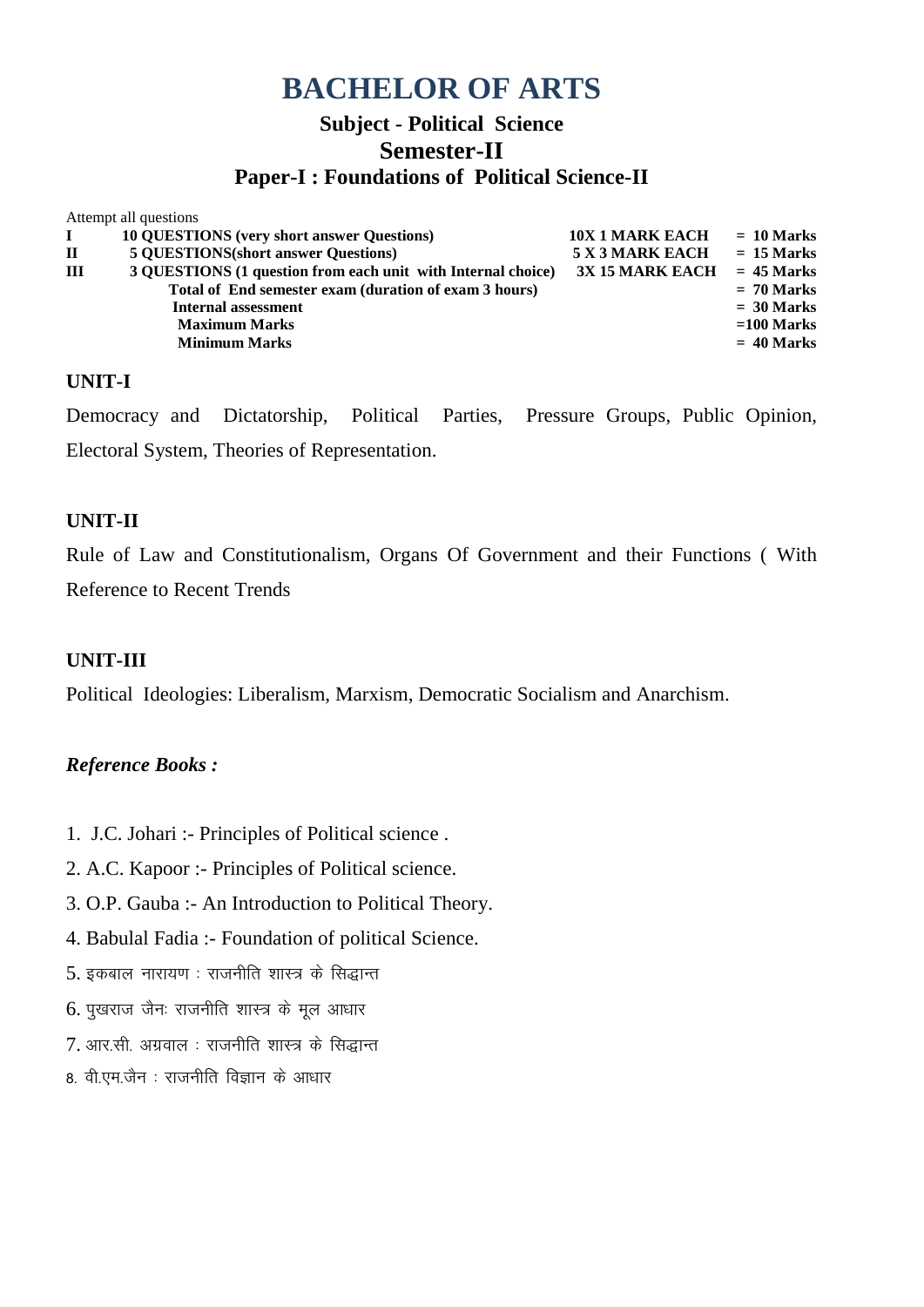# BACHELOR OF ARTS

## Subject - Political Science

## Semester-II

## Paper-I : Foundations of Political Science-II

Attempt all questions

| | | | |
|---|---|---|---|
| **I** | **10 QUESTIONS (very short answer Questions)** | **10X 1 MARK EACH** | **= 10 Marks** |
| **II** | **5 QUESTIONS(short answer Questions)** | **5 X 3 MARK EACH** | **= 15 Marks** |
| **III** | **3 QUESTIONS (1 question from each unit with Internal choice)** | **3X 15 MARK EACH** | **= 45 Marks** |
| | **Total of End semester exam (duration of exam 3 hours)** | | **= 70 Marks** |
| | **Internal assessment** | | **= 30 Marks** |
| | **Maximum Marks** | | **=100 Marks** |
| | **Minimum Marks** | | **= 40 Marks** |

### UNIT-I

Democracy and Dictatorship, Political Parties, Pressure Groups, Public Opinion, Electoral System, Theories of Representation.

### UNIT-II

Rule of Law and Constitutionalism, Organs Of Government and their Functions ( With Reference to Recent Trends

### UNIT-III

Political Ideologies: Liberalism, Marxism, Democratic Socialism and Anarchism.

### *Reference Books :*

1. J.C. Johari :- Principles of Political science .
2. A.C. Kapoor :- Principles of Political science.
3. O.P. Gauba :- An Introduction to Political Theory.
4. Babulal Fadia :- Foundation of political Science.
5. इकबाल नारायण : राजनीति शास्त्र के सिद्धान्त
6. पुखराज जैनः राजनीति शास्त्र के मूल आधार
7. आर.सी. अग्रवाल : राजनीति शास्त्र के सिद्धान्त
8. वी.एम.जैन : राजनीति विज्ञान के आधार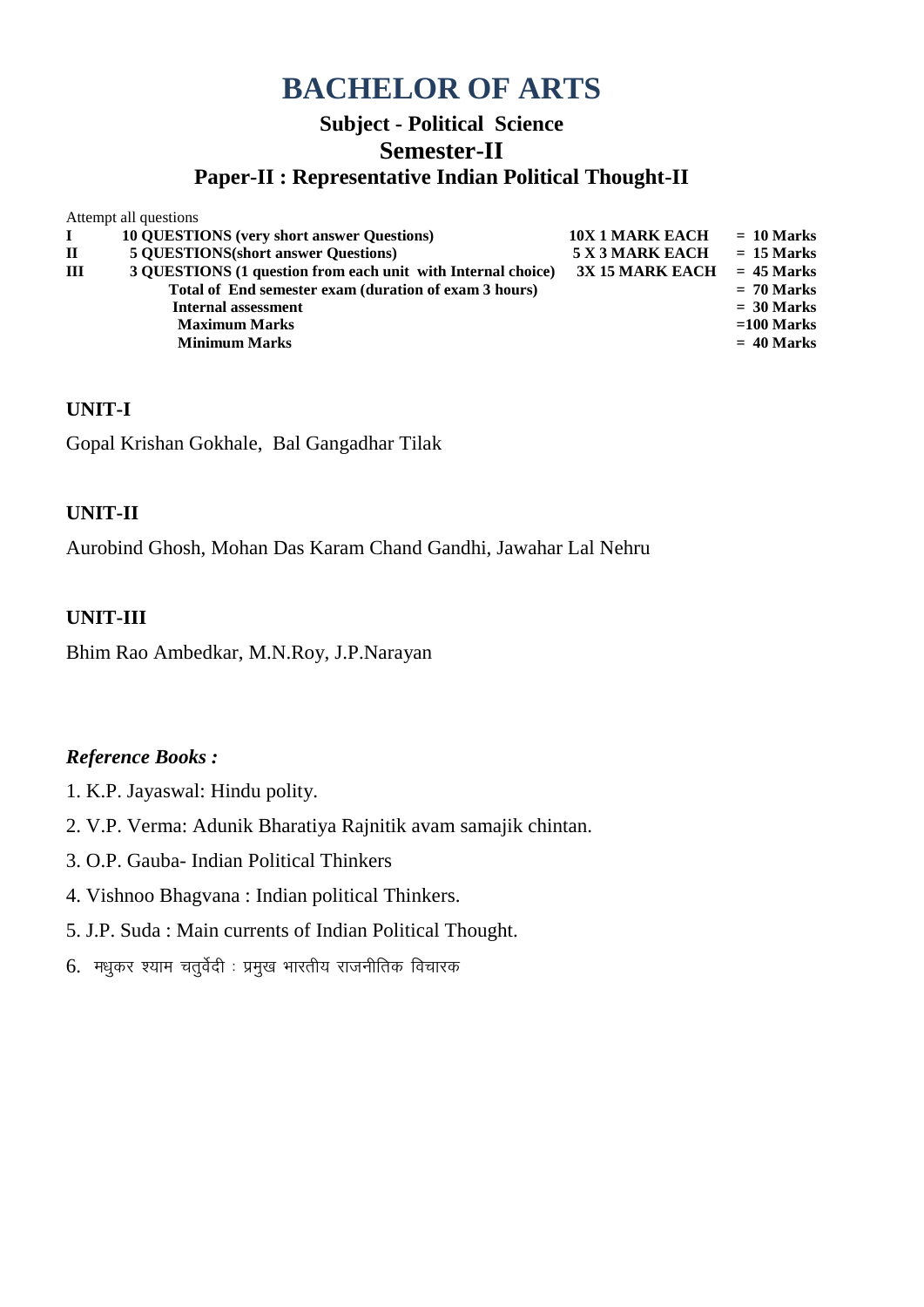# BACHELOR OF ARTS

## Subject - Political Science

## Semester-II

## Paper-II : Representative Indian Political Thought-II

Attempt all questions

| | | | |
|---|---|---|---|
| **I** | **10 QUESTIONS (very short answer Questions)** | **10X 1 MARK EACH** | **= 10 Marks** |
| **II** | **5 QUESTIONS(short answer Questions)** | **5 X 3 MARK EACH** | **= 15 Marks** |
| **III** | **3 QUESTIONS (1 question from each unit with Internal choice)** | **3X 15 MARK EACH** | **= 45 Marks** |
| | **Total of End semester exam (duration of exam 3 hours)** | | **= 70 Marks** |
| | **Internal assessment** | | **= 30 Marks** |
| | **Maximum Marks** | | **=100 Marks** |
| | **Minimum Marks** | | **= 40 Marks** |

### UNIT-I

Gopal Krishan Gokhale, Bal Gangadhar Tilak

### UNIT-II

Aurobind Ghosh, Mohan Das Karam Chand Gandhi, Jawahar Lal Nehru

### UNIT-III

Bhim Rao Ambedkar, M.N.Roy, J.P.Narayan

### *Reference Books :*

1. K.P. Jayaswal: Hindu polity.
2. V.P. Verma: Adunik Bharatiya Rajnitik avam samajik chintan.
3. O.P. Gauba- Indian Political Thinkers
4. Vishnoo Bhagvana : Indian political Thinkers.
5. J.P. Suda : Main currents of Indian Political Thought.
6. मधुकर श्याम चतुर्वेदी : प्रमुख भारतीय राजनीतिक विचारक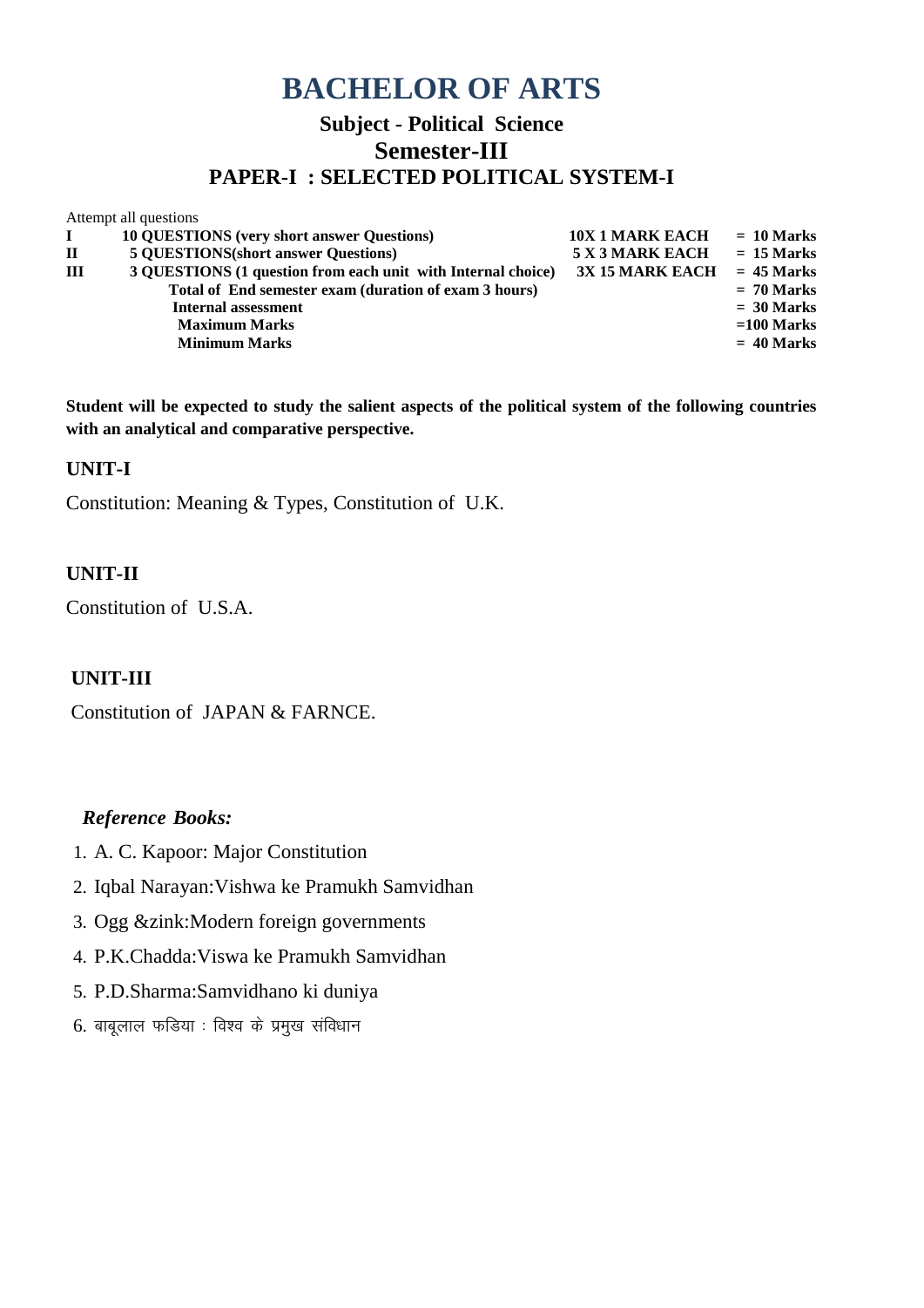# BACHELOR OF ARTS

## Subject - Political Science

## Semester-III

## PAPER-I : SELECTED POLITICAL SYSTEM-I

Attempt all questions

| | | | |
|---|---|---|---|
| **I** | **10 QUESTIONS (very short answer Questions)** | **10X 1 MARK EACH** | **= 10 Marks** |
| **II** | **5 QUESTIONS(short answer Questions)** | **5 X 3 MARK EACH** | **= 15 Marks** |
| **III** | **3 QUESTIONS (1 question from each unit with Internal choice)** | **3X 15 MARK EACH** | **= 45 Marks** |
| | **Total of End semester exam (duration of exam 3 hours)** | | **= 70 Marks** |
| | **Internal assessment** | | **= 30 Marks** |
| | **Maximum Marks** | | **=100 Marks** |
| | **Minimum Marks** | | **= 40 Marks** |

**Student will be expected to study the salient aspects of the political system of the following countries with an analytical and comparative perspective.**

### UNIT-I

Constitution: Meaning & Types, Constitution of U.K.

### UNIT-II

Constitution of U.S.A.

### UNIT-III

Constitution of JAPAN & FARNCE.

***Reference Books:***

1. A. C. Kapoor: Major Constitution
2. Iqbal Narayan:Vishwa ke Pramukh Samvidhan
3. Ogg &zink:Modern foreign governments
4. P.K.Chadda:Viswa ke Pramukh Samvidhan
5. P.D.Sharma:Samvidhano ki duniya
6. बाबूलाल फडिया : विश्व के प्रमुख संविधान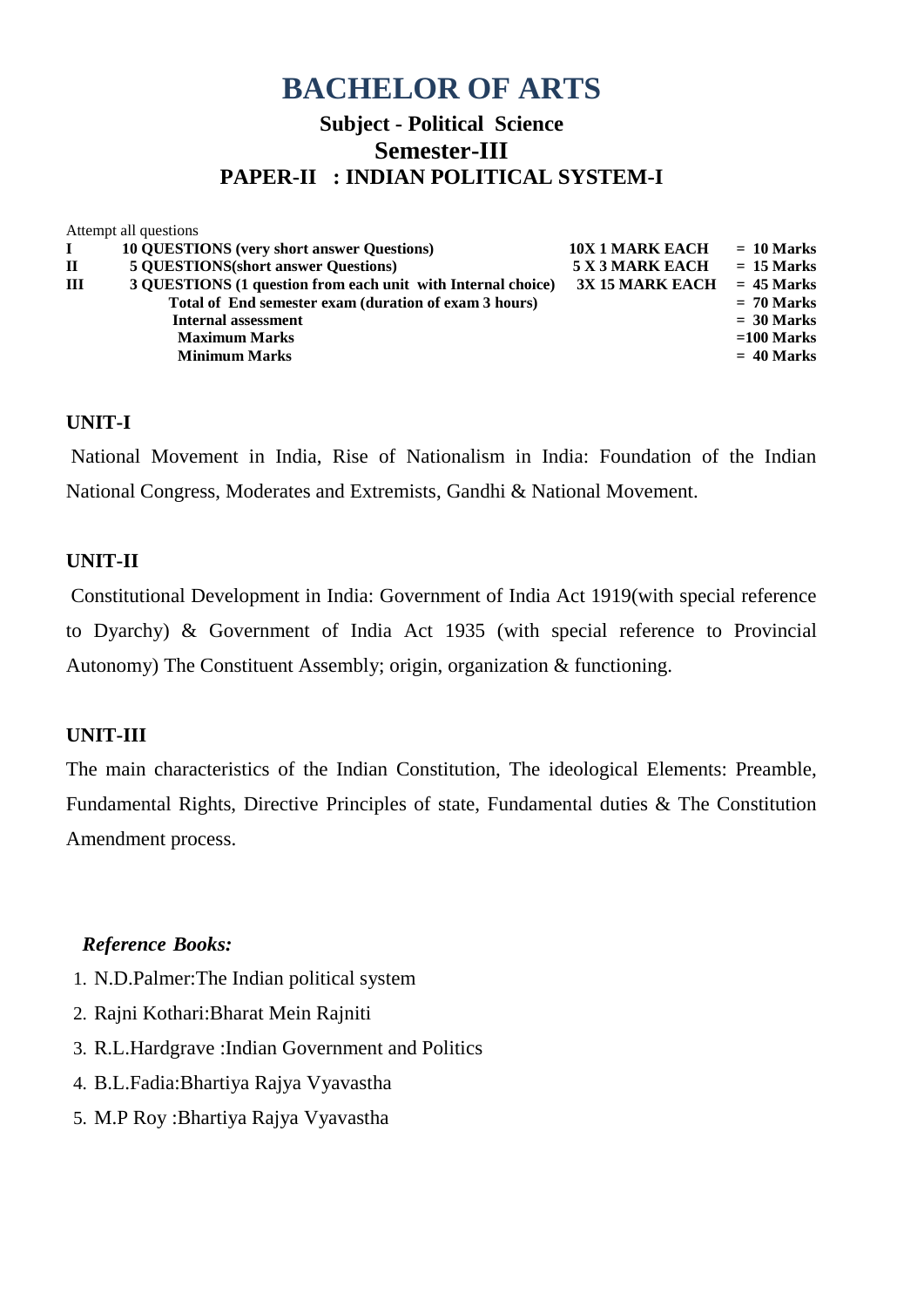# BACHELOR OF ARTS

## Subject - Political Science

## Semester-III

## PAPER-II : INDIAN POLITICAL SYSTEM-I

Attempt all questions

| | | | |
|---|---|---|---|
| **I** | **10 QUESTIONS (very short answer Questions)** | **10X 1 MARK EACH** | **= 10 Marks** |
| **II** | **5 QUESTIONS(short answer Questions)** | **5 X 3 MARK EACH** | **= 15 Marks** |
| **III** | **3 QUESTIONS (1 question from each unit with Internal choice)** | **3X 15 MARK EACH** | **= 45 Marks** |
| | **Total of End semester exam (duration of exam 3 hours)** | | **= 70 Marks** |
| | **Internal assessment** | | **= 30 Marks** |
| | **Maximum Marks** | | **=100 Marks** |
| | **Minimum Marks** | | **= 40 Marks** |

### UNIT-I

National Movement in India, Rise of Nationalism in India: Foundation of the Indian National Congress, Moderates and Extremists, Gandhi & National Movement.

### UNIT-II

Constitutional Development in India: Government of India Act 1919(with special reference to Dyarchy) & Government of India Act 1935 (with special reference to Provincial Autonomy) The Constituent Assembly; origin, organization & functioning.

### UNIT-III

The main characteristics of the Indian Constitution, The ideological Elements: Preamble, Fundamental Rights, Directive Principles of state, Fundamental duties & The Constitution Amendment process.

***Reference Books:***

1. N.D.Palmer:The Indian political system
2. Rajni Kothari:Bharat Mein Rajniti
3. R.L.Hardgrave :Indian Government and Politics
4. B.L.Fadia:Bhartiya Rajya Vyavastha
5. M.P Roy :Bhartiya Rajya Vyavastha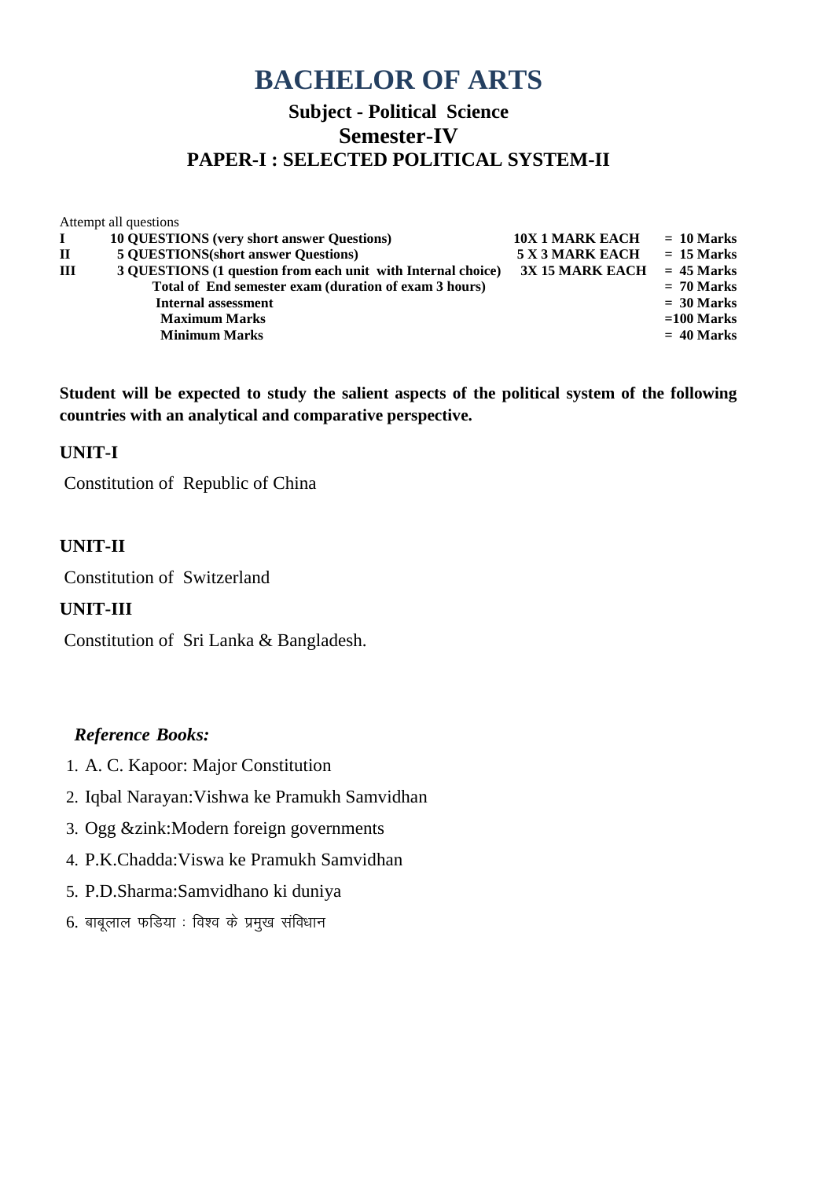# BACHELOR OF ARTS

## Subject - Political Science

## Semester-IV

## PAPER-I : SELECTED POLITICAL SYSTEM-II

Attempt all questions

| | | | |
|---|---|---|---|
| **I** | **10 QUESTIONS (very short answer Questions)** | **10X 1 MARK EACH** | **= 10 Marks** |
| **II** | **5 QUESTIONS(short answer Questions)** | **5 X 3 MARK EACH** | **= 15 Marks** |
| **III** | **3 QUESTIONS (1 question from each unit with Internal choice)** | **3X 15 MARK EACH** | **= 45 Marks** |
| | **Total of End semester exam (duration of exam 3 hours)** | | **= 70 Marks** |
| | **Internal assessment** | | **= 30 Marks** |
| | **Maximum Marks** | | **=100 Marks** |
| | **Minimum Marks** | | **= 40 Marks** |

**Student will be expected to study the salient aspects of the political system of the following countries with an analytical and comparative perspective.**

### UNIT-I

Constitution of Republic of China

### UNIT-II

Constitution of Switzerland

### UNIT-III

Constitution of Sri Lanka & Bangladesh.

***Reference Books:***

1. A. C. Kapoor: Major Constitution
2. Iqbal Narayan:Vishwa ke Pramukh Samvidhan
3. Ogg &zink:Modern foreign governments
4. P.K.Chadda:Viswa ke Pramukh Samvidhan
5. P.D.Sharma:Samvidhano ki duniya
6. बाबूलाल फडिया : विश्व के प्रमुख संविधान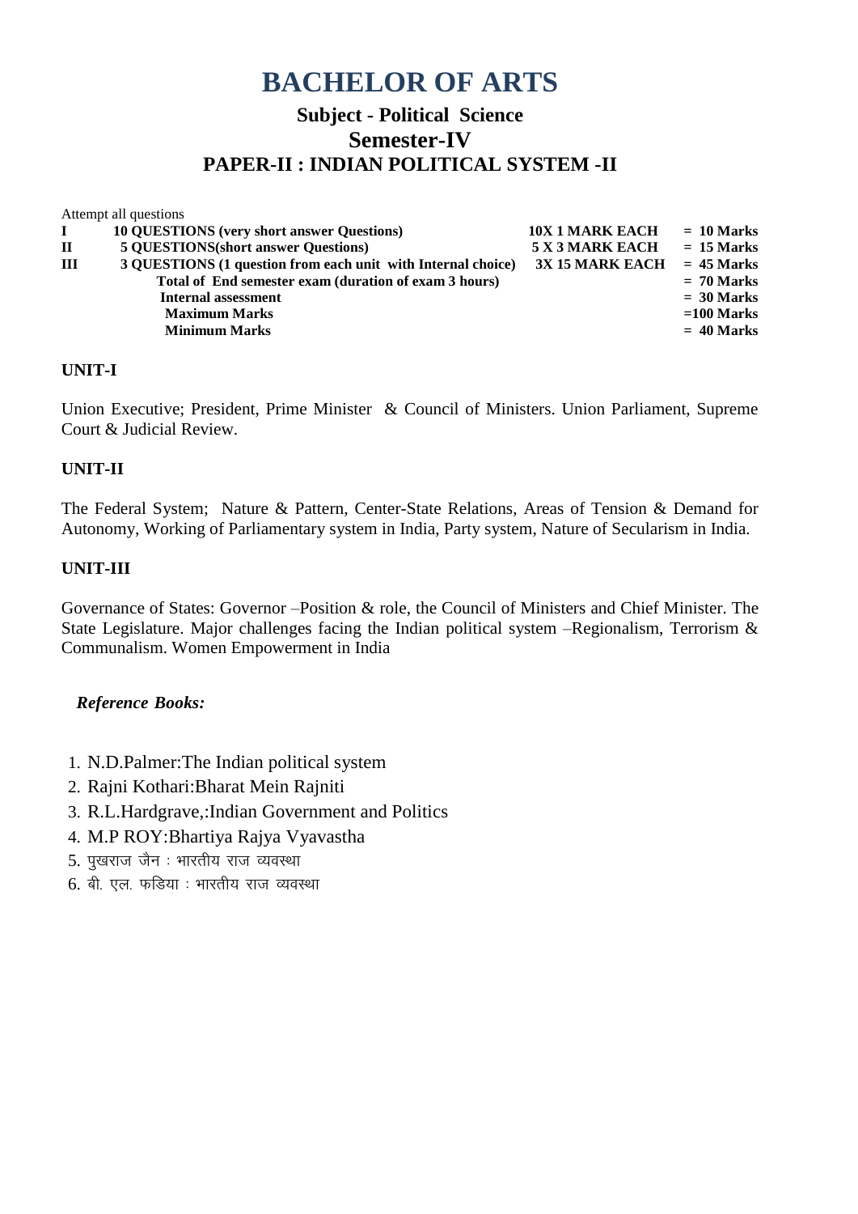# BACHELOR OF ARTS

## Subject - Political Science

## Semester-IV

## PAPER-II : INDIAN POLITICAL SYSTEM -II

Attempt all questions

| | | | |
|---|---|---|---|
| **I** | **10 QUESTIONS (very short answer Questions)** | **10X 1 MARK EACH** | **= 10 Marks** |
| **II** | **5 QUESTIONS(short answer Questions)** | **5 X 3 MARK EACH** | **= 15 Marks** |
| **III** | **3 QUESTIONS (1 question from each unit with Internal choice)** | **3X 15 MARK EACH** | **= 45 Marks** |
| | **Total of End semester exam (duration of exam 3 hours)** | | **= 70 Marks** |
| | **Internal assessment** | | **= 30 Marks** |
| | **Maximum Marks** | | **=100 Marks** |
| | **Minimum Marks** | | **= 40 Marks** |

### UNIT-I

Union Executive; President, Prime Minister & Council of Ministers. Union Parliament, Supreme Court & Judicial Review.

### UNIT-II

The Federal System; Nature & Pattern, Center-State Relations, Areas of Tension & Demand for Autonomy, Working of Parliamentary system in India, Party system, Nature of Secularism in India.

### UNIT-III

Governance of States: Governor –Position & role, the Council of Ministers and Chief Minister. The State Legislature. Major challenges facing the Indian political system –Regionalism, Terrorism & Communalism. Women Empowerment in India

***Reference Books:***

1. N.D.Palmer:The Indian political system
2. Rajni Kothari:Bharat Mein Rajniti
3. R.L.Hardgrave,:Indian Government and Politics
4. M.P ROY:Bhartiya Rajya Vyavastha
5. पुखराज जैन : भारतीय राज व्यवस्था
6. बी. एल. फडिया : भारतीय राज व्यवस्था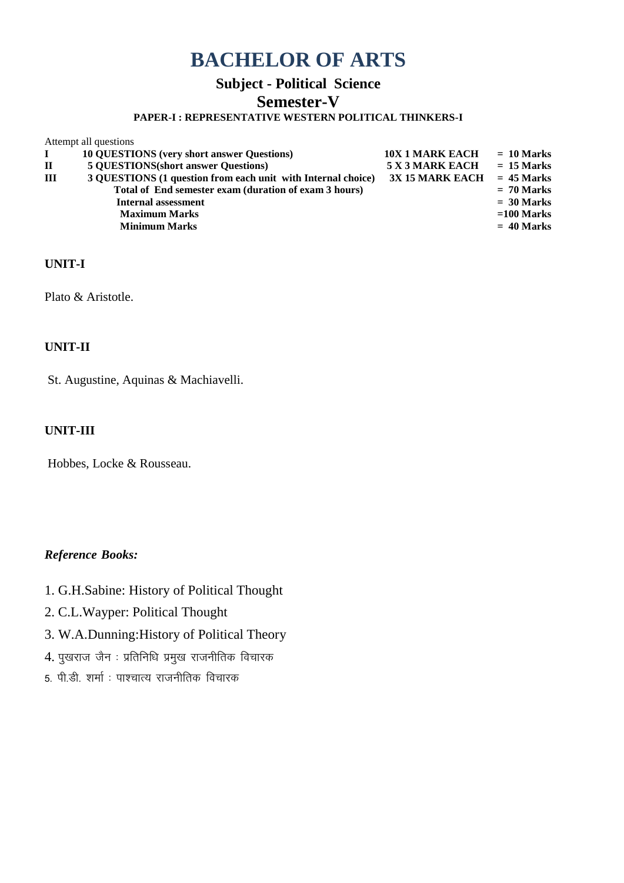# BACHELOR OF ARTS

## Subject - Political Science

## Semester-V

### PAPER-I : REPRESENTATIVE WESTERN POLITICAL THINKERS-I

Attempt all questions

| | | | |
|---|---|---|---|
| **I** | **10 QUESTIONS (very short answer Questions)** | **10X 1 MARK EACH** | **= 10 Marks** |
| **II** | **5 QUESTIONS(short answer Questions)** | **5 X 3 MARK EACH** | **= 15 Marks** |
| **III** | **3 QUESTIONS (1 question from each unit with Internal choice)** | **3X 15 MARK EACH** | **= 45 Marks** |
| | **Total of End semester exam (duration of exam 3 hours)** | | **= 70 Marks** |
| | **Internal assessment** | | **= 30 Marks** |
| | **Maximum Marks** | | **=100 Marks** |
| | **Minimum Marks** | | **= 40 Marks** |

**UNIT-I**

Plato & Aristotle.

**UNIT-II**

St. Augustine, Aquinas & Machiavelli.

**UNIT-III**

Hobbes, Locke & Rousseau.

***Reference Books:***

1. G.H.Sabine: History of Political Thought
2. C.L.Wayper: Political Thought
3. W.A.Dunning:History of Political Theory
4. पुखराज जैन : प्रतिनिधि प्रमुख राजनीतिक विचारक
5. पी.डी. शर्मा : पाश्चात्य राजनीतिक विचारक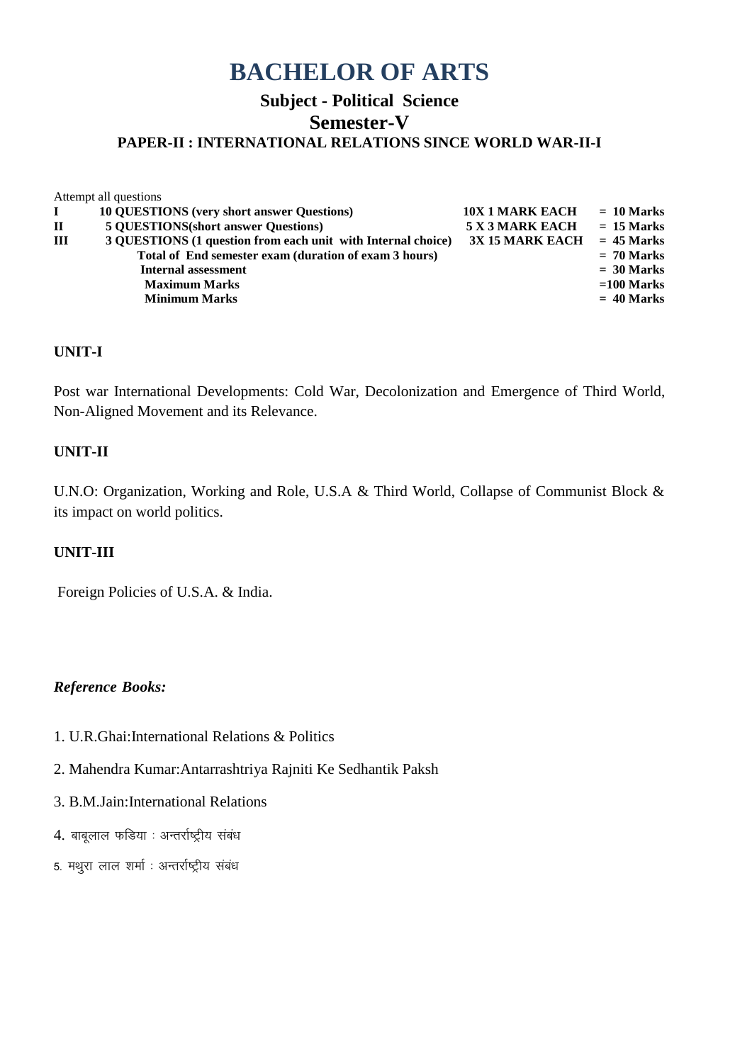# BACHELOR OF ARTS

## Subject - Political Science

## Semester-V

### PAPER-II : INTERNATIONAL RELATIONS SINCE WORLD WAR-II-I

Attempt all questions

| | | | |
|---|---|---|---|
| **I** | **10 QUESTIONS (very short answer Questions)** | **10X 1 MARK EACH** | **= 10 Marks** |
| **II** | **5 QUESTIONS(short answer Questions)** | **5 X 3 MARK EACH** | **= 15 Marks** |
| **III** | **3 QUESTIONS (1 question from each unit with Internal choice)** | **3X 15 MARK EACH** | **= 45 Marks** |
| | **Total of End semester exam (duration of exam 3 hours)** | | **= 70 Marks** |
| | **Internal assessment** | | **= 30 Marks** |
| | **Maximum Marks** | | **=100 Marks** |
| | **Minimum Marks** | | **= 40 Marks** |

**UNIT-I**

Post war International Developments: Cold War, Decolonization and Emergence of Third World, Non-Aligned Movement and its Relevance.

**UNIT-II**

U.N.O: Organization, Working and Role, U.S.A & Third World, Collapse of Communist Block & its impact on world politics.

**UNIT-III**

Foreign Policies of U.S.A. & India.

***Reference Books:***

1. U.R.Ghai:International Relations & Politics
2. Mahendra Kumar:Antarrashtriya Rajniti Ke Sedhantik Paksh
3. B.M.Jain:International Relations
4. बाबूलाल फडिया : अन्तर्राष्ट्रीय संबंध
5. मथुरा लाल शर्मा : अन्तर्राष्ट्रीय संबंध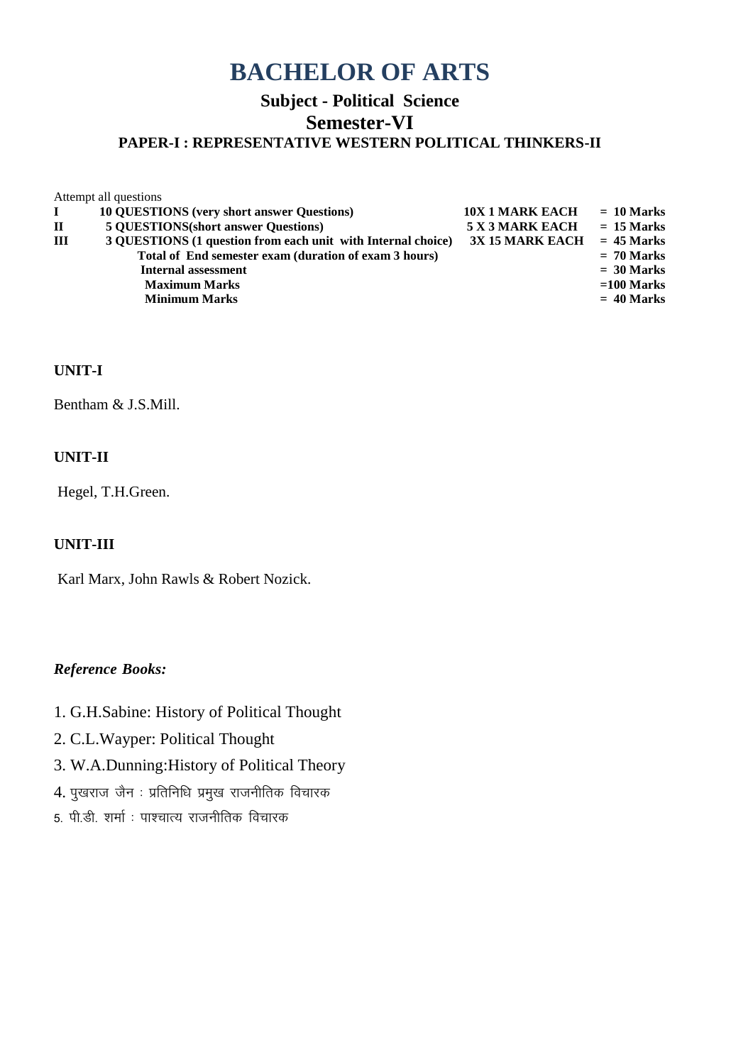# BACHELOR OF ARTS

## Subject - Political Science

## Semester-VI

### PAPER-I : REPRESENTATIVE WESTERN POLITICAL THINKERS-II

Attempt all questions

| | | | |
|---|---|---|---|
| **I** | **10 QUESTIONS (very short answer Questions)** | **10X 1 MARK EACH** | **= 10 Marks** |
| **II** | **5 QUESTIONS(short answer Questions)** | **5 X 3 MARK EACH** | **= 15 Marks** |
| **III** | **3 QUESTIONS (1 question from each unit with Internal choice)** | **3X 15 MARK EACH** | **= 45 Marks** |
| | **Total of End semester exam (duration of exam 3 hours)** | | **= 70 Marks** |
| | **Internal assessment** | | **= 30 Marks** |
| | **Maximum Marks** | | **=100 Marks** |
| | **Minimum Marks** | | **= 40 Marks** |

**UNIT-I**

Bentham & J.S.Mill.

**UNIT-II**

Hegel, T.H.Green.

**UNIT-III**

Karl Marx, John Rawls & Robert Nozick.

***Reference Books:***

1. G.H.Sabine: History of Political Thought
2. C.L.Wayper: Political Thought
3. W.A.Dunning:History of Political Theory
4. पुखराज जैन : प्रतिनिधि प्रमुख राजनीतिक विचारक
5. पी.डी. शर्मा : पाश्चात्य राजनीतिक विचारक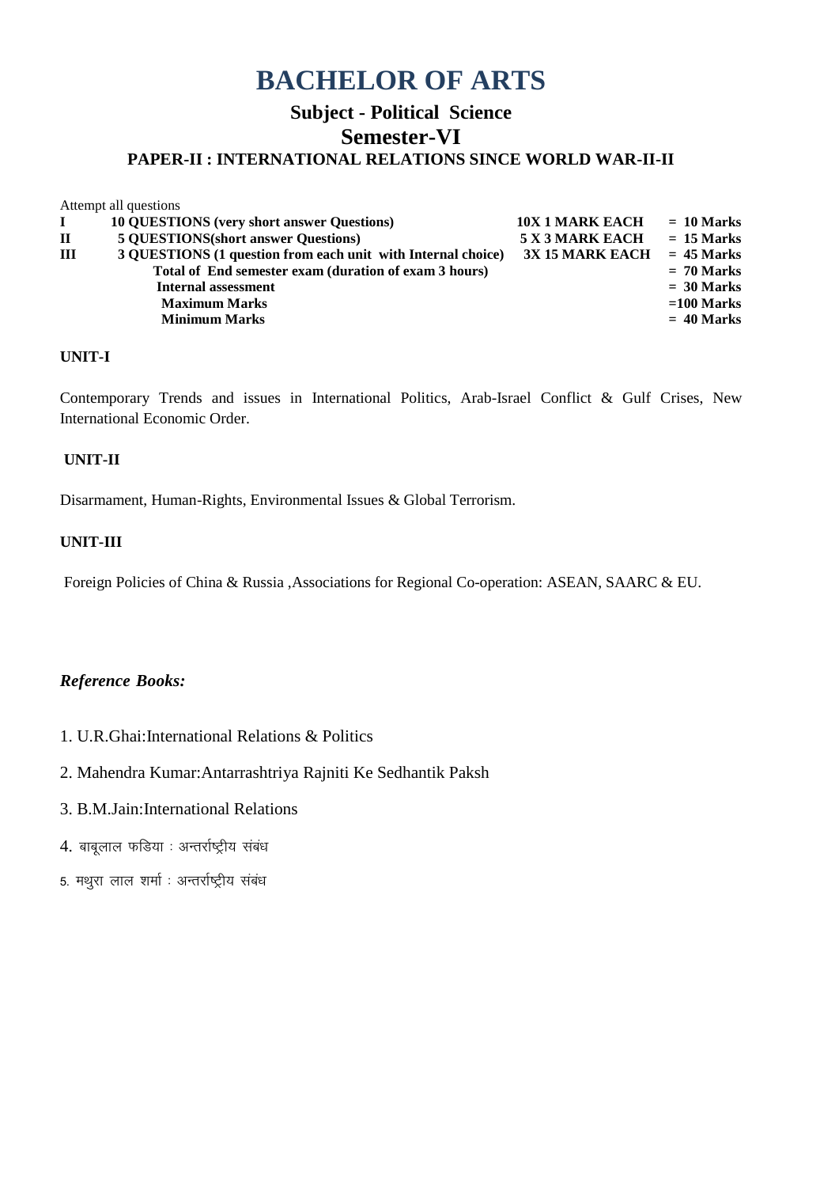# BACHELOR OF ARTS

## Subject - Political Science

## Semester-VI

### PAPER-II : INTERNATIONAL RELATIONS SINCE WORLD WAR-II-II

Attempt all questions

| | | | |
|---|---|---|---|
| **I** | **10 QUESTIONS (very short answer Questions)** | **10X 1 MARK EACH** | **= 10 Marks** |
| **II** | **5 QUESTIONS(short answer Questions)** | **5 X 3 MARK EACH** | **= 15 Marks** |
| **III** | **3 QUESTIONS (1 question from each unit with Internal choice)** | **3X 15 MARK EACH** | **= 45 Marks** |
| | **Total of End semester exam (duration of exam 3 hours)** | | **= 70 Marks** |
| | **Internal assessment** | | **= 30 Marks** |
| | **Maximum Marks** | | **=100 Marks** |
| | **Minimum Marks** | | **= 40 Marks** |

**UNIT-I**

Contemporary Trends and issues in International Politics, Arab-Israel Conflict & Gulf Crises, New International Economic Order.

**UNIT-II**

Disarmament, Human-Rights, Environmental Issues & Global Terrorism.

**UNIT-III**

Foreign Policies of China & Russia ,Associations for Regional Co-operation: ASEAN, SAARC & EU.

***Reference Books:***

1. U.R.Ghai:International Relations & Politics
2. Mahendra Kumar:Antarrashtriya Rajniti Ke Sedhantik Paksh
3. B.M.Jain:International Relations
4. बाबूलाल फडिया : अन्तर्राष्ट्रीय संबंध
5. मथुरा लाल शर्मा : अन्तर्राष्ट्रीय संबंध